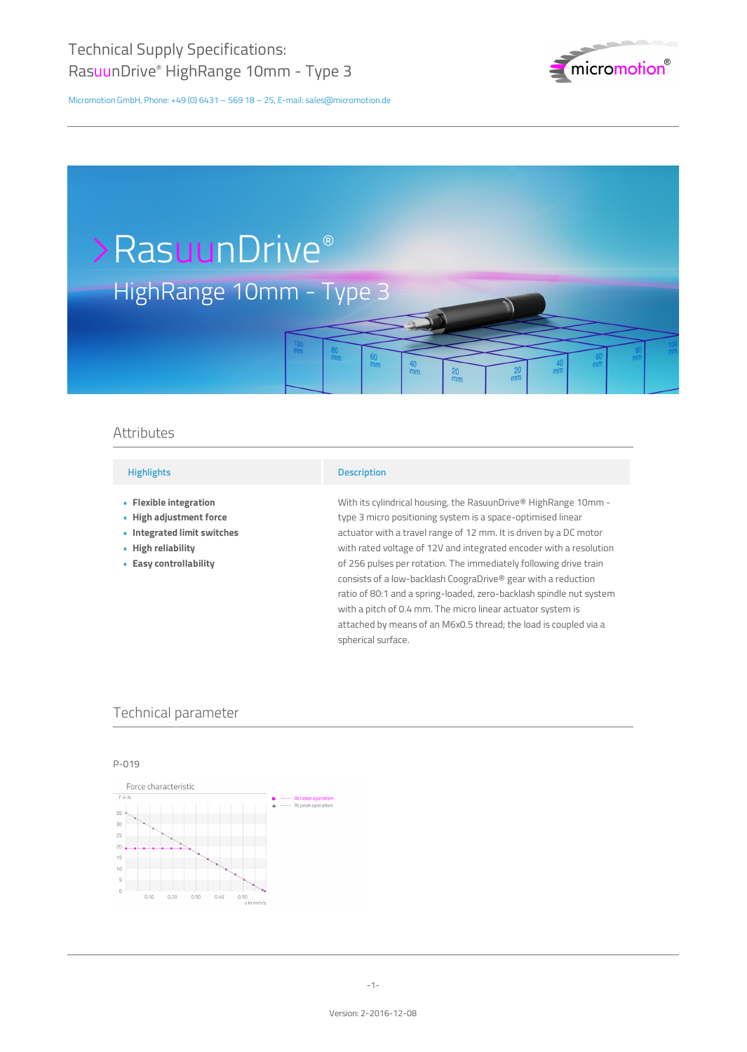# Technical Supply Specifications:
# RasuunDrive® HighRange 10mm - Type 3

Micromotion GmbH, Phone: +49 (0) 6431 – 569 18 – 25, E-mail: sales@micromotion.de

## RasuunDrive®

HighRange 10mm - Type 3

## Attributes

| Highlights | Description |
|---|---|
| - **Flexible integration**<br>- **High adjustment force**<br>- **Integrated limit switches**<br>- **High reliability**<br>- **Easy controllability** | With its cylindrical housing, the RasuunDrive® HighRange 10mm - type 3 micro positioning system is a space-optimised linear actuator with a travel range of 12 mm. It is driven by a DC motor with rated voltage of 12V and integrated encoder with a resolution of 256 pulses per rotation. The immediately following drive train consists of a low-backlash CograDrive® gear with a reduction ratio of 80:1 and a spring-loaded, zero-backlash spindle nut system with a pitch of 0.4 mm. The micro linear actuator system is attached by means of an M6x0.5 thread; the load is coupled via a spherical surface. |

## Technical parameter

P-019

Force characteristic

F in N

v in mm/s

- At rated operation
- At peak operation

Version: 2-2016-12-08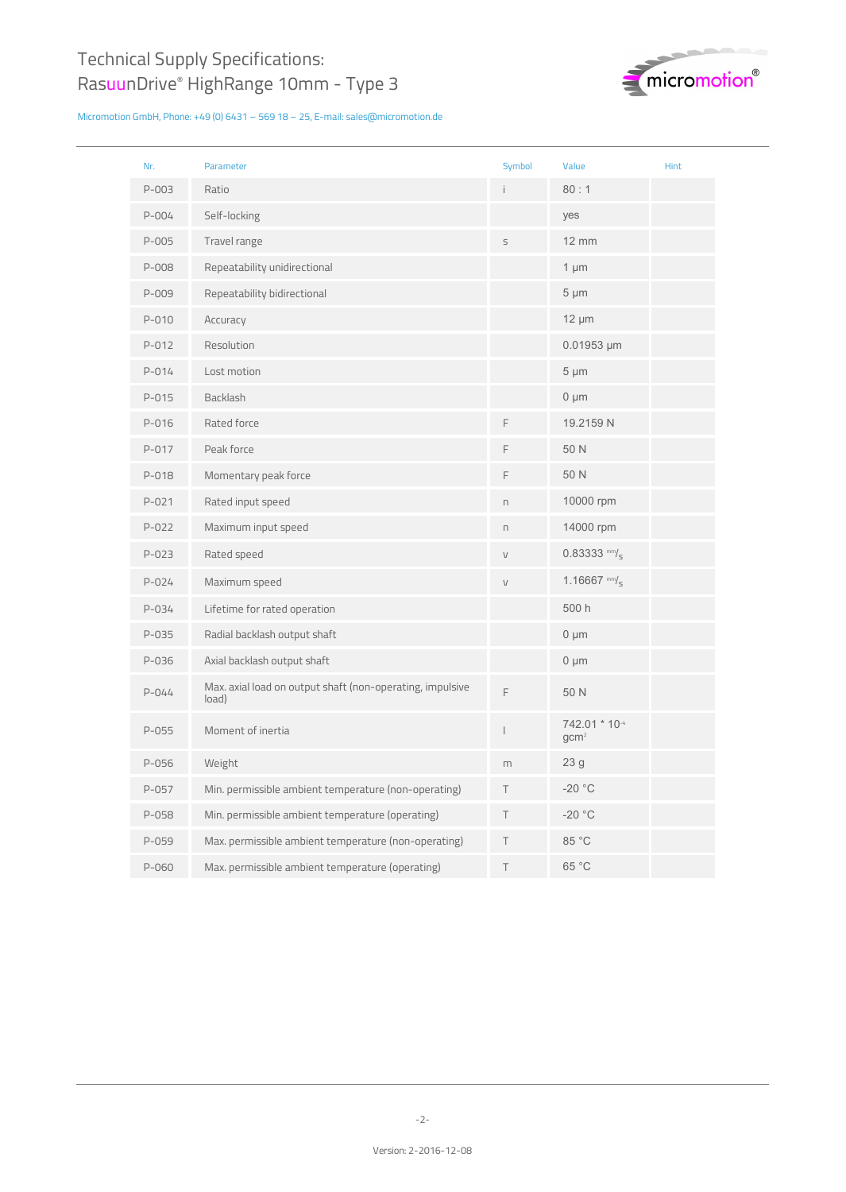# Technical Supply Specifications:
# RasuunDrive® HighRange 10mm - Type 3

Micromotion GmbH, Phone: +49 (0) 6431 – 569 18 – 25, E-mail: sales@micromotion.de

| Nr. | Parameter | Symbol | Value | Hint |
|---|---|---|---|---|
| P-003 | Ratio | i | 80 : 1 | |
| P-004 | Self-locking | | yes | |
| P-005 | Travel range | s | 12 mm | |
| P-008 | Repeatability unidirectional | | 1 µm | |
| P-009 | Repeatability bidirectional | | 5 µm | |
| P-010 | Accuracy | | 12 µm | |
| P-012 | Resolution | | 0.01953 µm | |
| P-014 | Lost motion | | 5 µm | |
| P-015 | Backlash | | 0 µm | |
| P-016 | Rated force | F | 19.2159 N | |
| P-017 | Peak force | F | 50 N | |
| P-018 | Momentary peak force | F | 50 N | |
| P-021 | Rated input speed | n | 10000 rpm | |
| P-022 | Maximum input speed | n | 14000 rpm | |
| P-023 | Rated speed | v | 0.83333 mm/s | |
| P-024 | Maximum speed | v | 1.16667 mm/s | |
| P-034 | Lifetime for rated operation | | 500 h | |
| P-035 | Radial backlash output shaft | | 0 µm | |
| P-036 | Axial backlash output shaft | | 0 µm | |
| P-044 | Max. axial load on output shaft (non-operating, impulsive load) | F | 50 N | |
| P-055 | Moment of inertia | I | $742.01 * 10^{-4}$ $gcm^2$ | |
| P-056 | Weight | m | 23 g | |
| P-057 | Min. permissible ambient temperature (non-operating) | T | -20 °C | |
| P-058 | Min. permissible ambient temperature (operating) | T | -20 °C | |
| P-059 | Max. permissible ambient temperature (non-operating) | T | 85 °C | |
| P-060 | Max. permissible ambient temperature (operating) | T | 65 °C | |

Version: 2-2016-12-08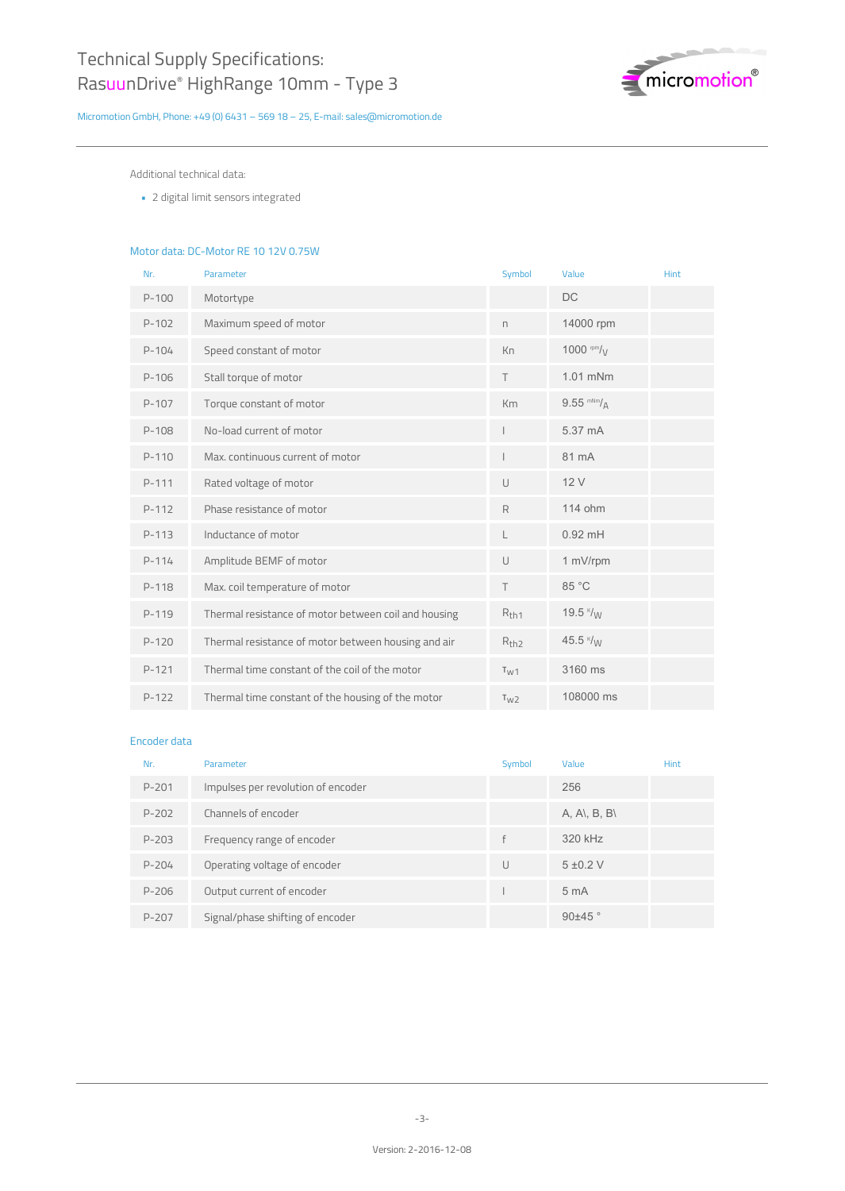Additional technical data:

- 2 digital limit sensors integrated

## Motor data: DC-Motor RE 10 12V 0.75W

| Nr. | Parameter | Symbol | Value | Hint |
|---|---|---|---|---|
| P-100 | Motortype | | DC | |
| P-102 | Maximum speed of motor | n | 14000 rpm | |
| P-104 | Speed constant of motor | Kn | 1000 $^{rpm}/_{V}$ | |
| P-106 | Stall torque of motor | T | 1.01 mNm | |
| P-107 | Torque constant of motor | Km | 9.55 $^{mNm}/_{A}$ | |
| P-108 | No-load current of motor | I | 5.37 mA | |
| P-110 | Max. continuous current of motor | I | 81 mA | |
| P-111 | Rated voltage of motor | U | 12 V | |
| P-112 | Phase resistance of motor | R | 114 ohm | |
| P-113 | Inductance of motor | L | 0.92 mH | |
| P-114 | Amplitude BEMF of motor | U | 1 mV/rpm | |
| P-118 | Max. coil temperature of motor | T | 85 °C | |
| P-119 | Thermal resistance of motor between coil and housing | $R_{th1}$ | 19.5 $^{K}/_{W}$ | |
| P-120 | Thermal resistance of motor between housing and air | $R_{th2}$ | 45.5 $^{K}/_{W}$ | |
| P-121 | Thermal time constant of the coil of the motor | $\tau_{w1}$ | 3160 ms | |
| P-122 | Thermal time constant of the housing of the motor | $\tau_{w2}$ | 108000 ms | |

## Encoder data

| Nr. | Parameter | Symbol | Value | Hint |
|---|---|---|---|---|
| P-201 | Impulses per revolution of encoder | | 256 | |
| P-202 | Channels of encoder | | A, A\, B, B\ | |
| P-203 | Frequency range of encoder | f | 320 kHz | |
| P-204 | Operating voltage of encoder | U | 5 ±0.2 V | |
| P-206 | Output current of encoder | I | 5 mA | |
| P-207 | Signal/phase shifting of encoder | | 90±45 ° | |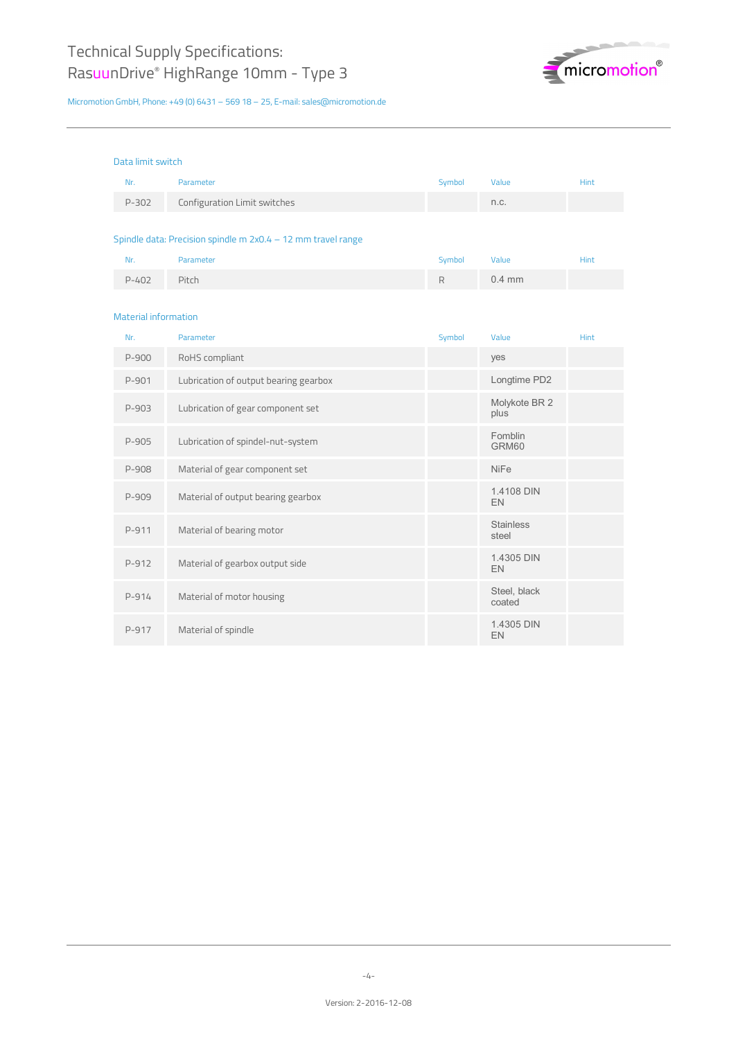### Data limit switch

| Nr. | Parameter | Symbol | Value | Hint |
|---|---|---|---|---|
| P-302 | Configuration Limit switches | | n.c. | |

### Spindle data: Precision spindle m 2x0.4 – 12 mm travel range

| Nr. | Parameter | Symbol | Value | Hint |
|---|---|---|---|---|
| P-402 | Pitch | R | 0.4 mm | |

### Material information

| Nr. | Parameter | Symbol | Value | Hint |
|---|---|---|---|---|
| P-900 | RoHS compliant | | yes | |
| P-901 | Lubrication of output bearing gearbox | | Longtime PD2 | |
| P-903 | Lubrication of gear component set | | Molykote BR 2 plus | |
| P-905 | Lubrication of spindel-nut-system | | Fomblin GRM60 | |
| P-908 | Material of gear component set | | NiFe | |
| P-909 | Material of output bearing gearbox | | 1.4108 DIN EN | |
| P-911 | Material of bearing motor | | Stainless steel | |
| P-912 | Material of gearbox output side | | 1.4305 DIN EN | |
| P-914 | Material of motor housing | | Steel, black coated | |
| P-917 | Material of spindle | | 1.4305 DIN EN | |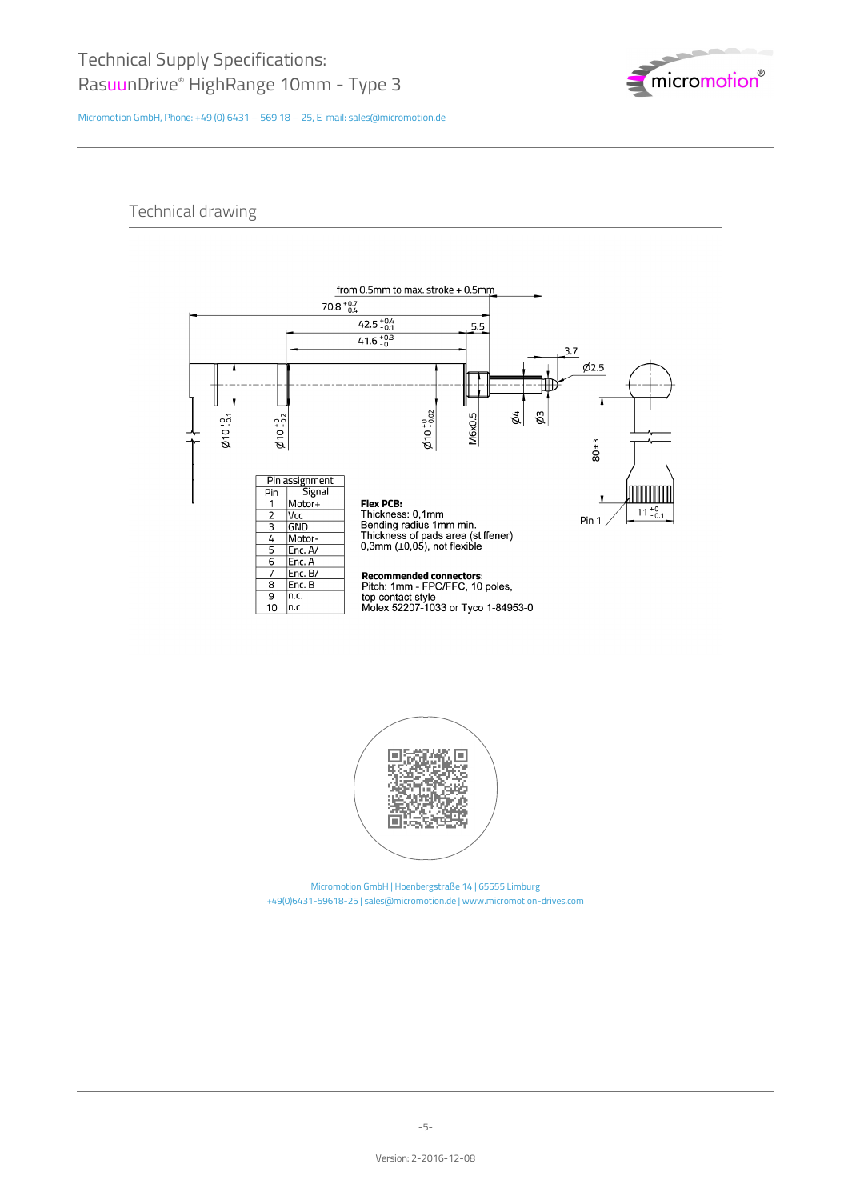## Technical drawing

from 0.5mm to max. stroke + 0.5mm

$70.8^{+0.7}_{-0.4}$

$42.5^{+0.4}_{-0.1}$

5.5

$41.6^{+0.3}_{-0}$

3.7

Ø2.5

$Ø10^{+0}_{-0.1}$

$Ø10^{+0}_{-0.2}$

$Ø10^{+0}_{-0.02}$

M6x0.5

Ø4

Ø3

80±3

$11^{+0}_{-0.1}$

Pin 1

| Pin assignment | |
|---|---|
| Pin | Signal |
| 1 | Motor+ |
| 2 | Vcc |
| 3 | GND |
| 4 | Motor- |
| 5 | Enc. A/ |
| 6 | Enc. A |
| 7 | Enc. B/ |
| 8 | Enc. B |
| 9 | n.c. |
| 10 | n.c |

**Flex PCB:**
Thickness: 0,1mm
Bending radius 1mm min.
Thickness of pads area (stiffener)
0,3mm (±0,05), not flexible

**Recommended connectors**:
Pitch: 1mm - FPC/FFC, 10 poles,
top contact style
Molex 52207-1033 or Tyco 1-84953-0

Micromotion GmbH | Hoenbergstraße 14 | 65555 Limburg
+49(0)6431-59618-25 | sales@micromotion.de | www.micromotion-drives.com